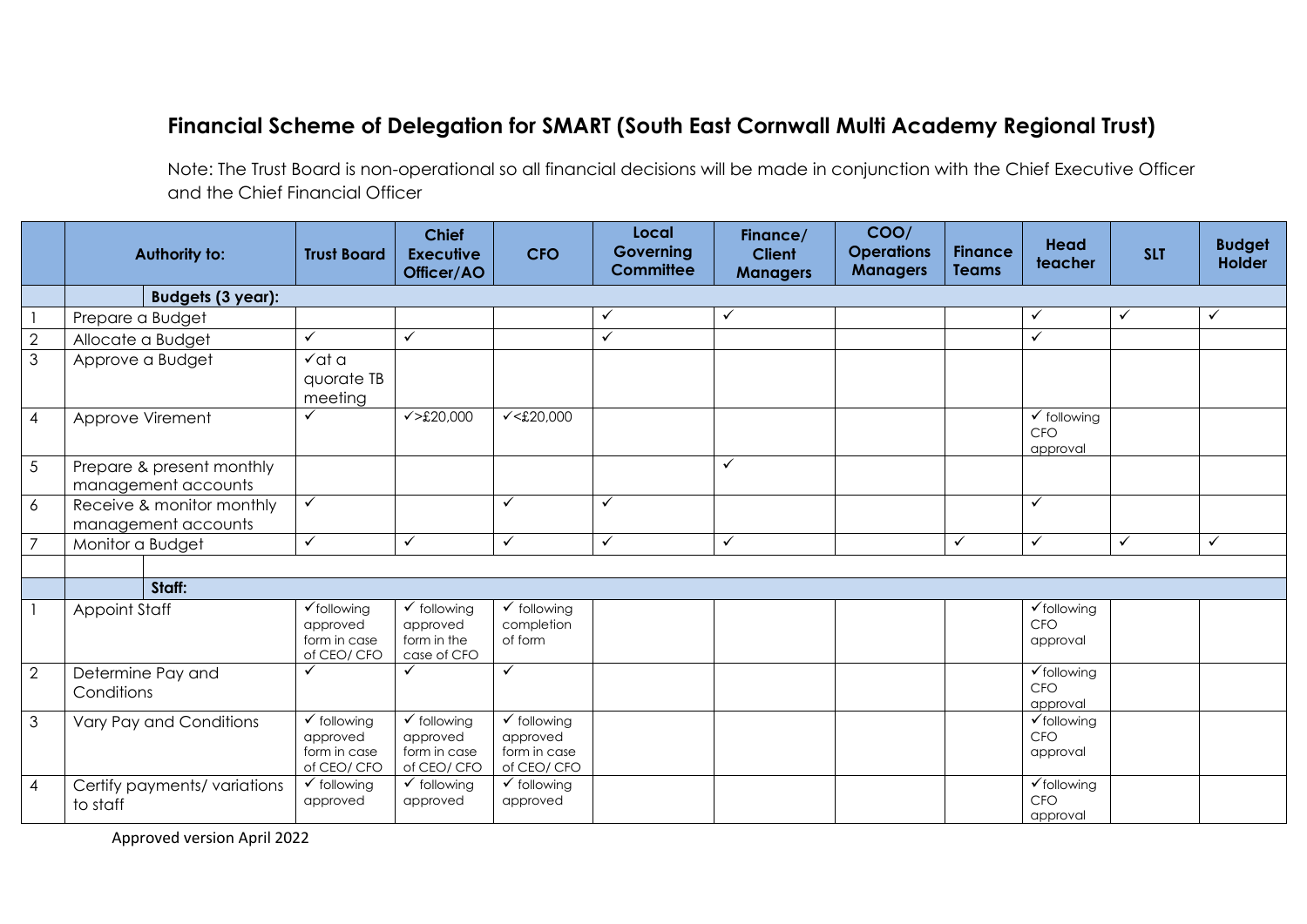# Financial Scheme of Delegation for SMART (South East Cornwall Multi Academy Regional Trust)

Note: The Trust Board is non-operational so all financial decisions will be made in conjunction with the Chief Executive Officer and the Chief Financial Officer

| | Authority to: | Trust Board | Chief Executive Officer/AO | CFO | Local Governing Committee | Finance/ Client Managers | COO/ Operations Managers | Finance Teams | Head teacher | SLT | Budget Holder |
|---|---|---|---|---|---|---|---|---|---|---|---|
| | **Budgets (3 year):** | | | | | | | | | | |
| 1 | Prepare a Budget | | | | ✓ | ✓ | | | ✓ | ✓ | ✓ |
| 2 | Allocate a Budget | ✓ | ✓ | | ✓ | | | | ✓ | | |
| 3 | Approve a Budget | ✓at a quorate TB meeting | | | | | | | | | |
| 4 | Approve Virement | ✓ | ✓>£20,000 | ✓<£20,000 | | | | | ✓ following CFO approval | | |
| 5 | Prepare & present monthly management accounts | | | | | ✓ | | | | | |
| 6 | Receive & monitor monthly management accounts | ✓ | | ✓ | ✓ | | | | ✓ | | |
| 7 | Monitor a Budget | ✓ | ✓ | ✓ | ✓ | ✓ | | ✓ | ✓ | ✓ | ✓ |
| | | | | | | | | | | | |
| | **Staff:** | | | | | | | | | | |
| 1 | Appoint Staff | ✓following approved form in case of CEO/ CFO | ✓ following approved form in the case of CFO | ✓ following completion of form | | | | | ✓following CFO approval | | |
| 2 | Determine Pay and Conditions | ✓ | ✓ | ✓ | | | | | ✓following CFO approval | | |
| 3 | Vary Pay and Conditions | ✓ following approved form in case of CEO/ CFO | ✓ following approved form in case of CEO/ CFO | ✓ following approved form in case of CEO/ CFO | | | | | ✓following CFO approval | | |
| 4 | Certify payments/ variations to staff | ✓ following approved | ✓ following approved | ✓ following approved | | | | | ✓following CFO approval | | |

Approved version April 2022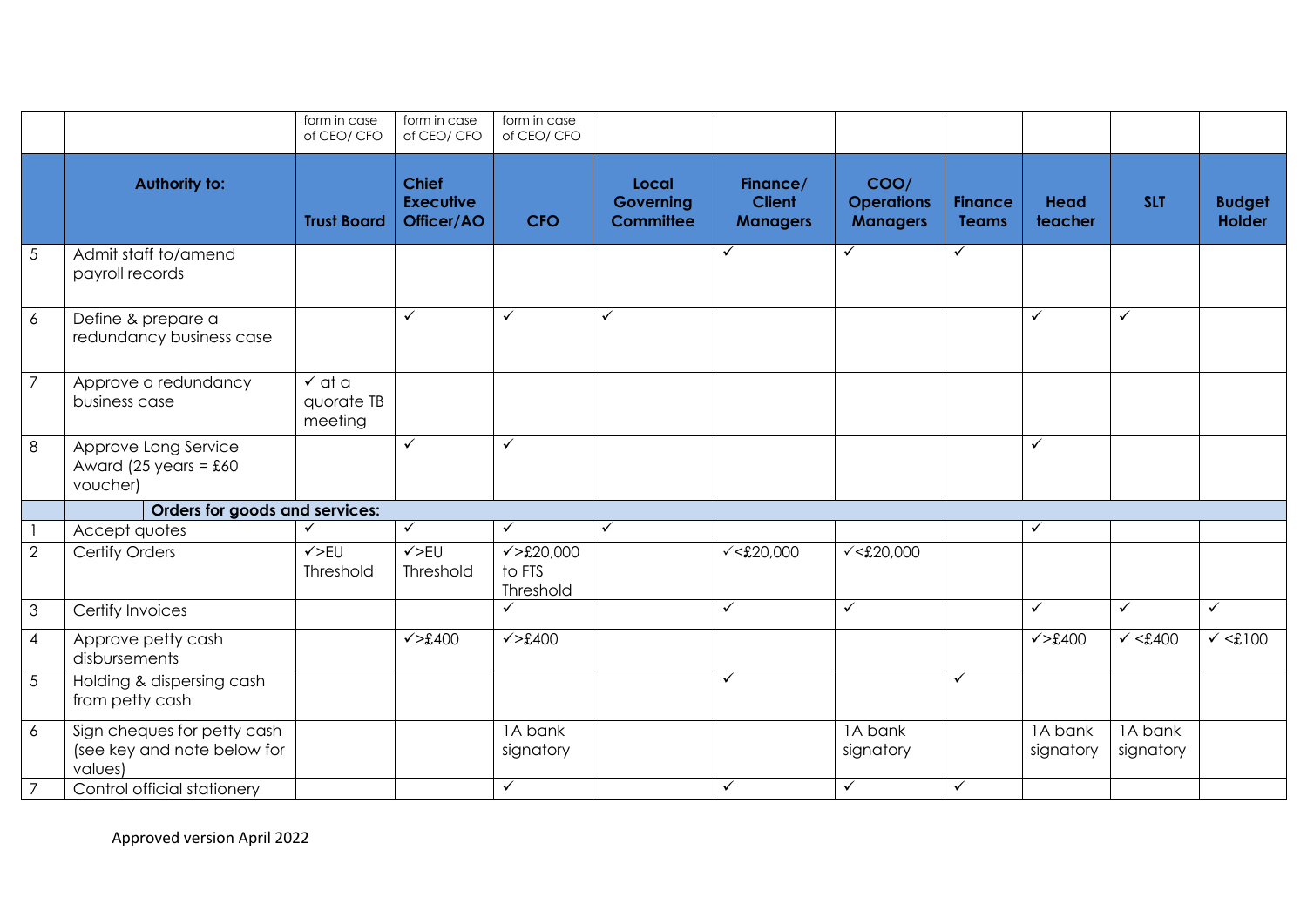| | | form in case of CEO/ CFO | form in case of CEO/ CFO | form in case of CEO/ CFO | | | | | | | |
|---|---|---|---|---|---|---|---|---|---|---|---|
| | **Authority to:** | **Trust Board** | **Chief Executive Officer/AO** | **CFO** | **Local Governing Committee** | **Finance/ Client Managers** | **COO/ Operations Managers** | **Finance Teams** | **Head teacher** | **SLT** | **Budget Holder** |
| 5 | Admit staff to/amend payroll records | | | | | ✓ | ✓ | ✓ | | | |
| 6 | Define & prepare a redundancy business case | | ✓ | ✓ | ✓ | | | | ✓ | ✓ | |
| 7 | Approve a redundancy business case | ✓ at a quorate TB meeting | | | | | | | | | |
| 8 | Approve Long Service Award (25 years = £60 voucher) | | ✓ | ✓ | | | | | ✓ | | |
| | **Orders for goods and services:** | | | | | | | | | | |
| 1 | Accept quotes | ✓ | ✓ | ✓ | ✓ | | | | ✓ | | |
| 2 | Certify Orders | ✓>EU Threshold | ✓>EU Threshold | ✓>£20,000 to FTS Threshold | | ✓<£20,000 | ✓<£20,000 | | | | |
| 3 | Certify Invoices | | | ✓ | | ✓ | ✓ | | ✓ | ✓ | ✓ |
| 4 | Approve petty cash disbursements | | ✓>£400 | ✓>£400 | | | | | ✓>£400 | ✓ <£400 | ✓ <£100 |
| 5 | Holding & dispersing cash from petty cash | | | | | ✓ | | ✓ | | | |
| 6 | Sign cheques for petty cash (see key and note below for values) | | | 1A bank signatory | | | 1A bank signatory | | 1A bank signatory | 1A bank signatory | |
| 7 | Control official stationery | | | ✓ | | ✓ | ✓ | ✓ | | | |

Approved version April 2022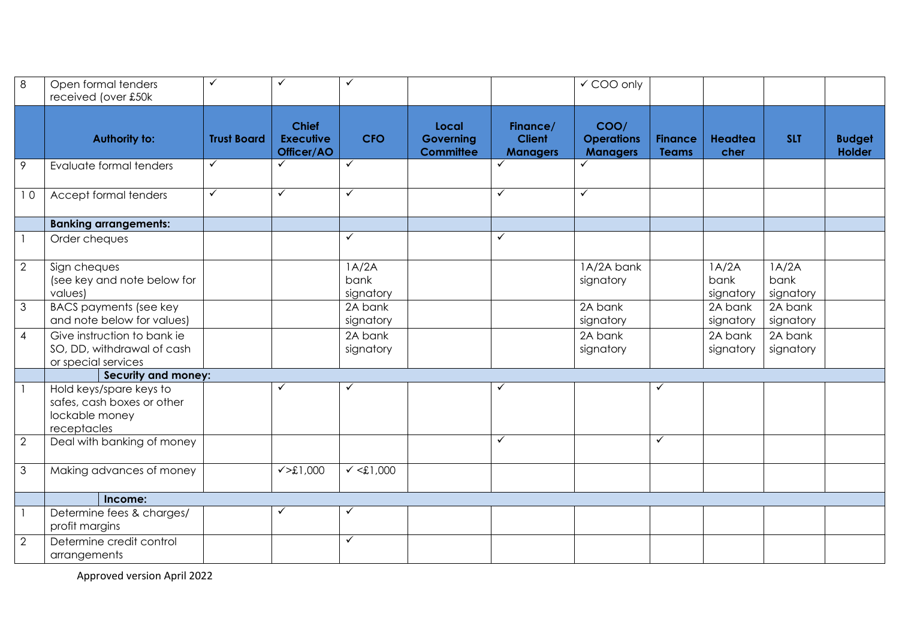| 8 | Open formal tenders received (over £50k | ✓ | ✓ | ✓ | | | ✓ COO only | | | | |
|---|---|---|---|---|---|---|---|---|---|---|---|
| | **Authority to:** | **Trust Board** | **Chief Executive Officer/AO** | **CFO** | **Local Governing Committee** | **Finance/ Client Managers** | **COO/ Operations Managers** | **Finance Teams** | **Headteacher** | **SLT** | **Budget Holder** |
| 9 | Evaluate formal tenders | ✓ | ✓ | ✓ | | ✓ | ✓ | | | | |
| 10 | Accept formal tenders | ✓ | ✓ | ✓ | | ✓ | ✓ | | | | |
| | **Banking arrangements:** | | | | | | | | | | |
| 1 | Order cheques | | | ✓ | | ✓ | | | | | |
| 2 | Sign cheques (see key and note below for values) | | | 1A/2A bank signatory | | | 1A/2A bank signatory | | 1A/2A bank signatory | 1A/2A bank signatory | |
| 3 | BACS payments (see key and note below for values) | | | 2A bank signatory | | | 2A bank signatory | | 2A bank signatory | 2A bank signatory | |
| 4 | Give instruction to bank ie SO, DD, withdrawal of cash or special services | | | 2A bank signatory | | | 2A bank signatory | | 2A bank signatory | 2A bank signatory | |
| | **Security and money:** | | | | | | | | | | |
| 1 | Hold keys/spare keys to safes, cash boxes or other lockable money receptacles | | ✓ | ✓ | | ✓ | | ✓ | | | |
| 2 | Deal with banking of money | | | | | ✓ | | ✓ | | | |
| 3 | Making advances of money | | ✓>£1,000 | ✓ <£1,000 | | | | | | | |
| | **Income:** | | | | | | | | | | |
| 1 | Determine fees & charges/ profit margins | | ✓ | ✓ | | | | | | | |
| 2 | Determine credit control arrangements | | | ✓ | | | | | | | |

Approved version April 2022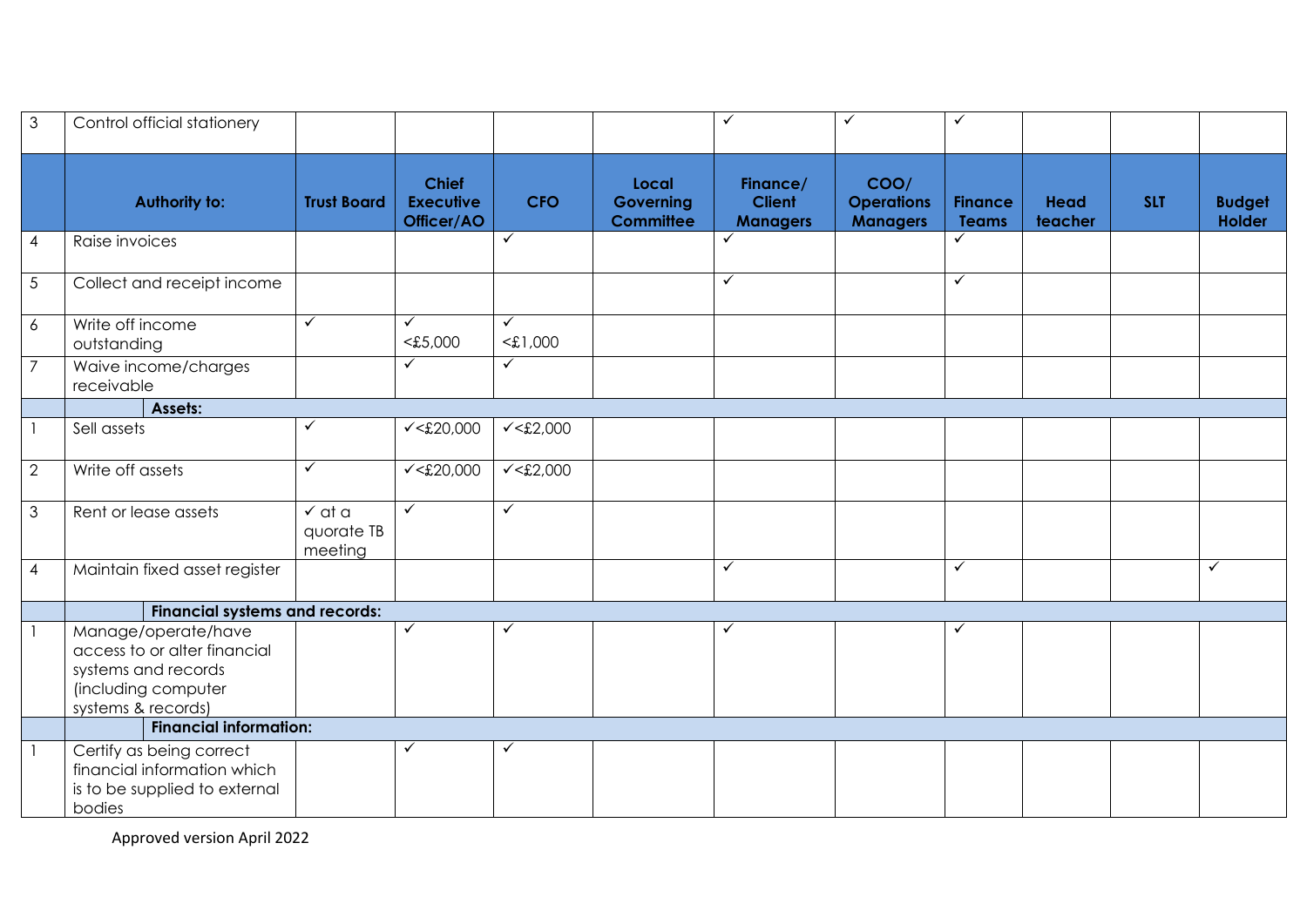| 3 | Control official stationery | | | | | ✓ | ✓ | ✓ | | | |
|---|---|---|---|---|---|---|---|---|---|---|---|
| | **Authority to:** | **Trust Board** | **Chief Executive Officer/AO** | **CFO** | **Local Governing Committee** | **Finance/ Client Managers** | **COO/ Operations Managers** | **Finance Teams** | **Head teacher** | **SLT** | **Budget Holder** |
| 4 | Raise invoices | | | ✓ | | ✓ | | ✓ | | | |
| 5 | Collect and receipt income | | | | | ✓ | | ✓ | | | |
| 6 | Write off income outstanding | ✓ | ✓ <£5,000 | ✓ <£1,000 | | | | | | | |
| 7 | Waive income/charges receivable | | ✓ | ✓ | | | | | | | |
| | **Assets:** | | | | | | | | | | |
| 1 | Sell assets | ✓ | ✓<£20,000 | ✓<£2,000 | | | | | | | |
| 2 | Write off assets | ✓ | ✓<£20,000 | ✓<£2,000 | | | | | | | |
| 3 | Rent or lease assets | ✓ at a quorate TB meeting | ✓ | ✓ | | | | | | | |
| 4 | Maintain fixed asset register | | | | | ✓ | | ✓ | | | ✓ |
| | **Financial systems and records:** | | | | | | | | | | |
| 1 | Manage/operate/have access to or alter financial systems and records (including computer systems & records) | | ✓ | ✓ | | ✓ | | ✓ | | | |
| | **Financial information:** | | | | | | | | | | |
| 1 | Certify as being correct financial information which is to be supplied to external bodies | | ✓ | ✓ | | | | | | | |

Approved version April 2022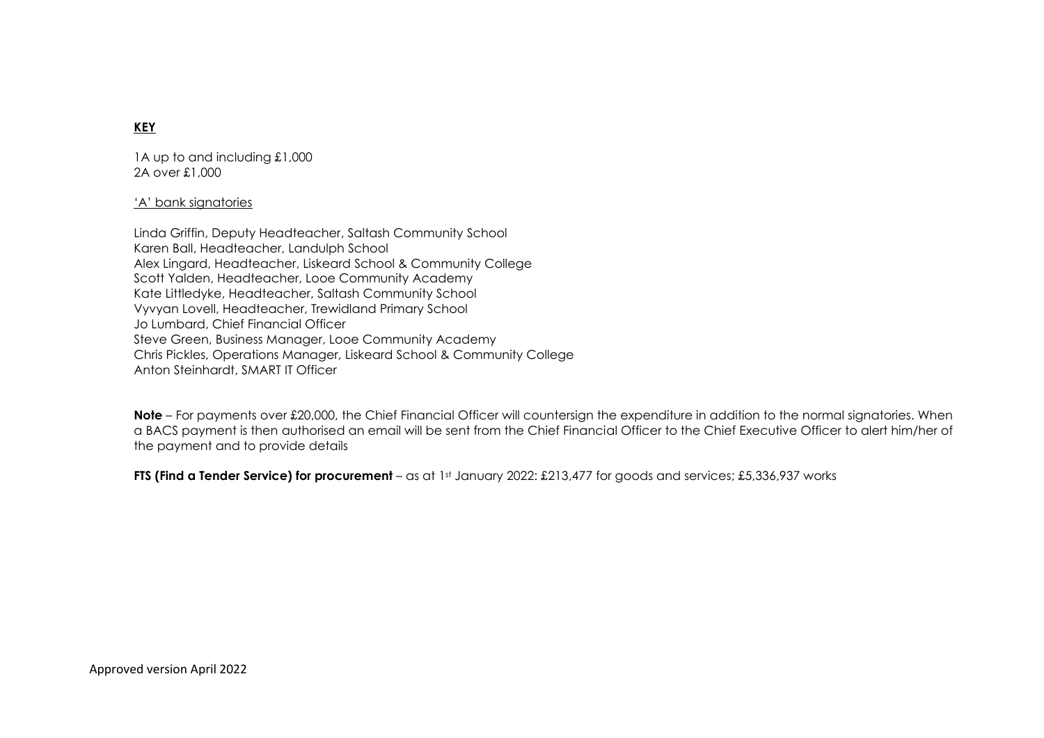**KEY**

1A up to and including £1,000
2A over £1,000

'A' bank signatories

Linda Griffin, Deputy Headteacher, Saltash Community School
Karen Ball, Headteacher, Landulph School
Alex Lingard, Headteacher, Liskeard School & Community College
Scott Yalden, Headteacher, Looe Community Academy
Kate Littledyke, Headteacher, Saltash Community School
Vyvyan Lovell, Headteacher, Trewidland Primary School
Jo Lumbard, Chief Financial Officer
Steve Green, Business Manager, Looe Community Academy
Chris Pickles, Operations Manager, Liskeard School & Community College
Anton Steinhardt, SMART IT Officer

**Note** – For payments over £20,000, the Chief Financial Officer will countersign the expenditure in addition to the normal signatories. When a BACS payment is then authorised an email will be sent from the Chief Financial Officer to the Chief Executive Officer to alert him/her of the payment and to provide details

**FTS (Find a Tender Service) for procurement** – as at 1st January 2022: £213,477 for goods and services; £5,336,937 works

Approved version April 2022